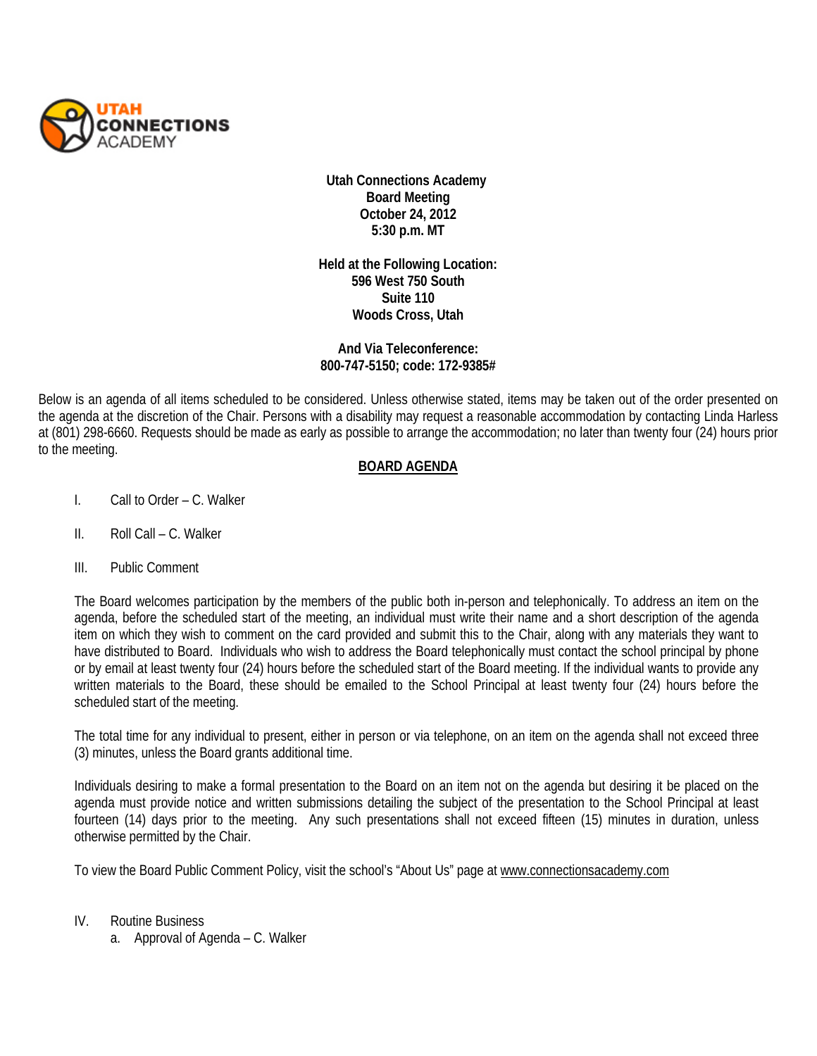**Utah Connections Academy**
**Board Meeting**
**October 24, 2012**
**5:30 p.m. MT**

**Held at the Following Location:**
**596 West 750 South**
**Suite 110**
**Woods Cross, Utah**

**And Via Teleconference:**
**800-747-5150; code: 172-9385#**

Below is an agenda of all items scheduled to be considered. Unless otherwise stated, items may be taken out of the order presented on the agenda at the discretion of the Chair. Persons with a disability may request a reasonable accommodation by contacting Linda Harless at (801) 298-6660. Requests should be made as early as possible to arrange the accommodation; no later than twenty four (24) hours prior to the meeting.

## BOARD AGENDA

I. Call to Order – C. Walker

II. Roll Call – C. Walker

III. Public Comment

The Board welcomes participation by the members of the public both in-person and telephonically. To address an item on the agenda, before the scheduled start of the meeting, an individual must write their name and a short description of the agenda item on which they wish to comment on the card provided and submit this to the Chair, along with any materials they want to have distributed to Board. Individuals who wish to address the Board telephonically must contact the school principal by phone or by email at least twenty four (24) hours before the scheduled start of the Board meeting. If the individual wants to provide any written materials to the Board, these should be emailed to the School Principal at least twenty four (24) hours before the scheduled start of the meeting.

The total time for any individual to present, either in person or via telephone, on an item on the agenda shall not exceed three (3) minutes, unless the Board grants additional time.

Individuals desiring to make a formal presentation to the Board on an item not on the agenda but desiring it be placed on the agenda must provide notice and written submissions detailing the subject of the presentation to the School Principal at least fourteen (14) days prior to the meeting. Any such presentations shall not exceed fifteen (15) minutes in duration, unless otherwise permitted by the Chair.

To view the Board Public Comment Policy, visit the school's "About Us" page at www.connectionsacademy.com

IV. Routine Business
   a. Approval of Agenda – C. Walker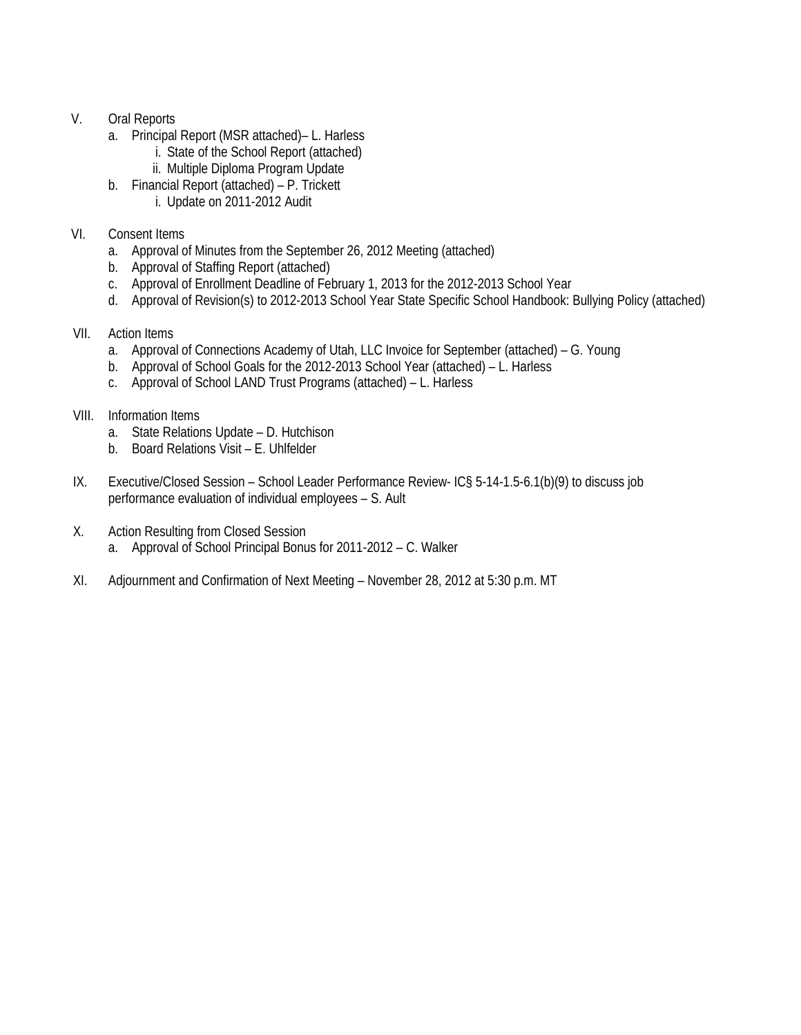V. Oral Reports
   a. Principal Report (MSR attached)– L. Harless
      i. State of the School Report (attached)
      ii. Multiple Diploma Program Update
   b. Financial Report (attached) – P. Trickett
      i. Update on 2011-2012 Audit

VI. Consent Items
   a. Approval of Minutes from the September 26, 2012 Meeting (attached)
   b. Approval of Staffing Report (attached)
   c. Approval of Enrollment Deadline of February 1, 2013 for the 2012-2013 School Year
   d. Approval of Revision(s) to 2012-2013 School Year State Specific School Handbook: Bullying Policy (attached)

VII. Action Items
   a. Approval of Connections Academy of Utah, LLC Invoice for September (attached) – G. Young
   b. Approval of School Goals for the 2012-2013 School Year (attached) – L. Harless
   c. Approval of School LAND Trust Programs (attached) – L. Harless

VIII. Information Items
   a. State Relations Update – D. Hutchison
   b. Board Relations Visit – E. Uhlfelder

IX. Executive/Closed Session – School Leader Performance Review- IC§ 5-14-1.5-6.1(b)(9) to discuss job performance evaluation of individual employees – S. Ault

X. Action Resulting from Closed Session
   a. Approval of School Principal Bonus for 2011-2012 – C. Walker

XI. Adjournment and Confirmation of Next Meeting – November 28, 2012 at 5:30 p.m. MT